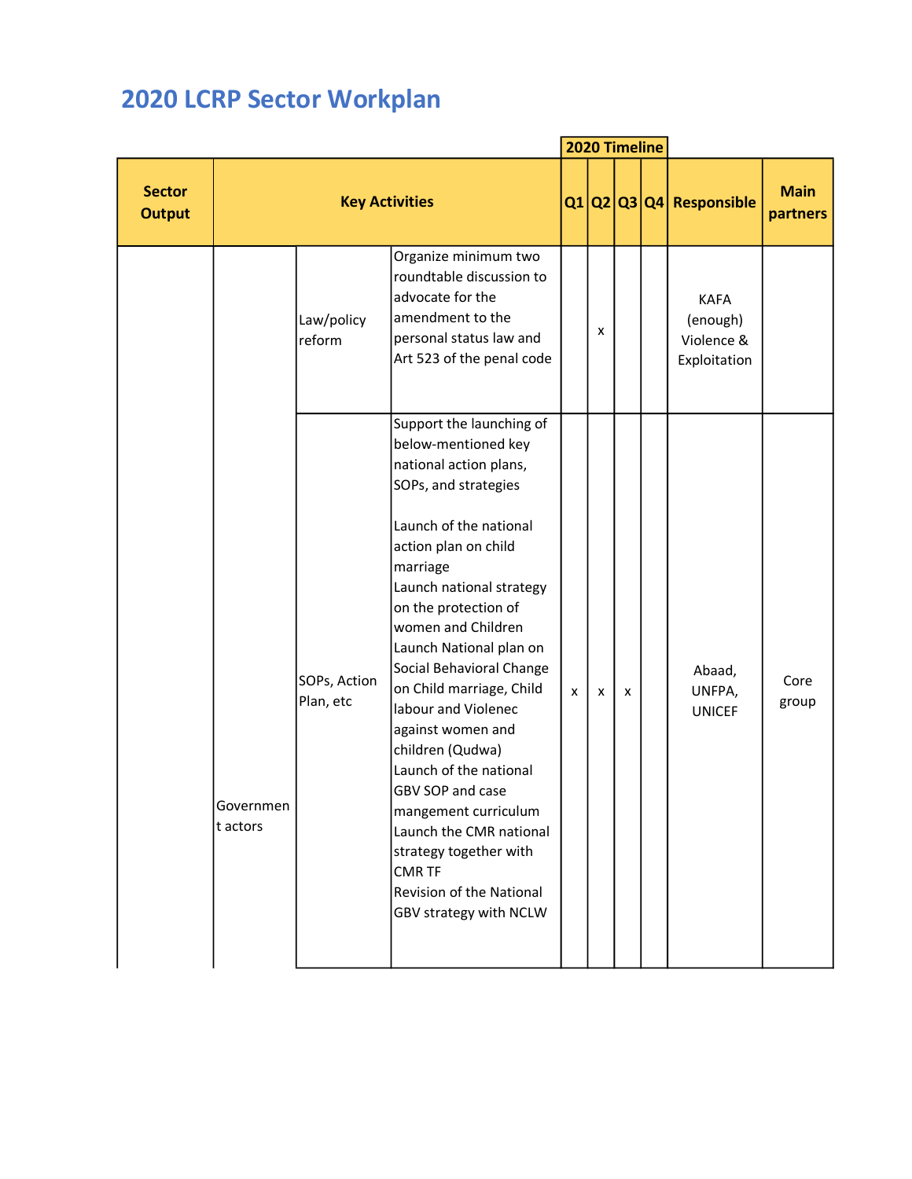# 2020 LCRP Sector Workplan

| Sector Output | Key Activities | | | 2020 Timeline Q1 | Q2 | Q3 | Q4 | Responsible | Main partners |
|---|---|---|---|---|---|---|---|---|---|
| | Government actors | Law/policy reform | Organize minimum two roundtable discussion to advocate for the amendment to the personal status law and Art 523 of the penal code | | x | | | KAFA (enough) Violence & Exploitation | |
| | | SOPs, Action Plan, etc | Support the launching of below-mentioned key national action plans, SOPs, and strategies<br><br>Launch of the national action plan on child marriage<br>Launch national strategy on the protection of women and Children<br>Launch National plan on Social Behavioral Change on Child marriage, Child labour and Violenec against women and children (Qudwa)<br>Launch of the national GBV SOP and case mangement curriculum<br>Launch the CMR national strategy together with CMR TF<br>Revision of the National GBV strategy with NCLW | x | x | x | | Abaad, UNFPA, UNICEF | Core group |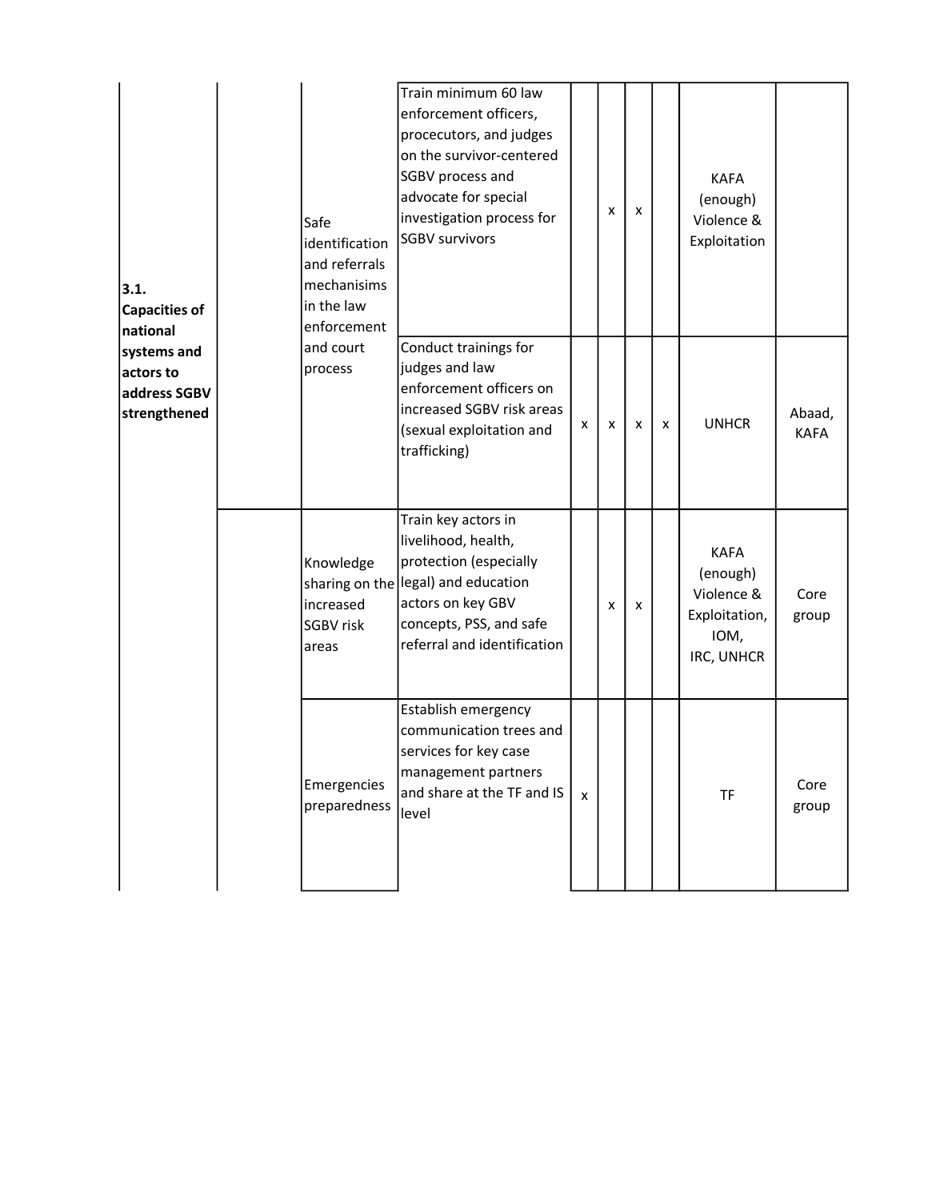| | | | | | | | | | |
|---|---|---|---|---|---|---|---|---|---|
| **3.1. Capacities of national systems and actors to address SGBV strengthened** | | Safe identification and referrals mechanisims in the law enforcement and court process | Train minimum 60 law enforcement officers, procecutors, and judges on the survivor-centered SGBV process and advocate for special investigation process for SGBV survivors | | x | x | | KAFA (enough) Violence & Exploitation | |
| | | | Conduct trainings for judges and law enforcement officers on increased SGBV risk areas (sexual exploitation and trafficking) | x | x | x | x | UNHCR | Abaad, KAFA |
| | | Knowledge sharing on the increased SGBV risk areas | Train key actors in livelihood, health, protection (especially legal) and education actors on key GBV concepts, PSS, and safe referral and identification | | x | x | | KAFA (enough) Violence & Exploitation, IOM, IRC, UNHCR | Core group |
| | | Emergencies preparedness | Establish emergency communication trees and services for key case management partners and share at the TF and IS level | x | | | | TF | Core group |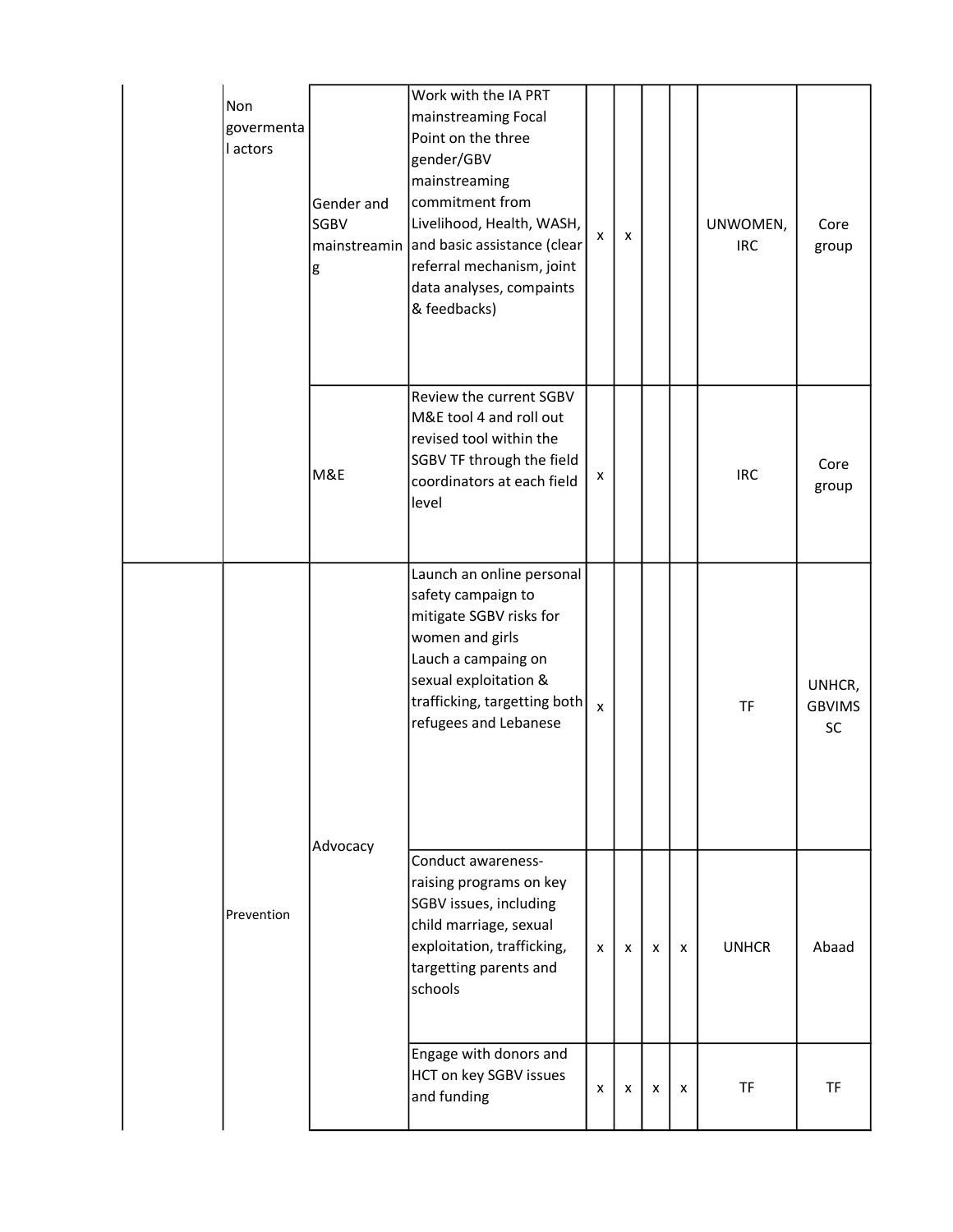|  |  |  |  |  |  |  |  |  |  |
|---|---|---|---|---|---|---|---|---|---|
|  | Non govermental actors | Gender and SGBV mainstreaming | Work with the IA PRT mainstreaming Focal Point on the three gender/GBV mainstreaming commitment from Livelihood, Health, WASH, and basic assistance (clear referral mechanism, joint data analyses, compaints & feedbacks) | x | x |  |  | UNWOMEN, IRC | Core group |
|  |  | M&E | Review the current SGBV M&E tool 4 and roll out revised tool within the SGBV TF through the field coordinators at each field level | x |  |  |  | IRC | Core group |
|  | Prevention | Advocacy | Launch an online personal safety campaign to mitigate SGBV risks for women and girls<br>Lauch a campaing on sexual exploitation & trafficking, targetting both refugees and Lebanese | x |  |  |  | TF | UNHCR, GBVIMS SC |
|  |  |  | Conduct awareness-raising programs on key SGBV issues, including child marriage, sexual exploitation, trafficking, targetting parents and schools | x | x | x | x | UNHCR | Abaad |
|  |  |  | Engage with donors and HCT on key SGBV issues and funding | x | x | x | x | TF | TF |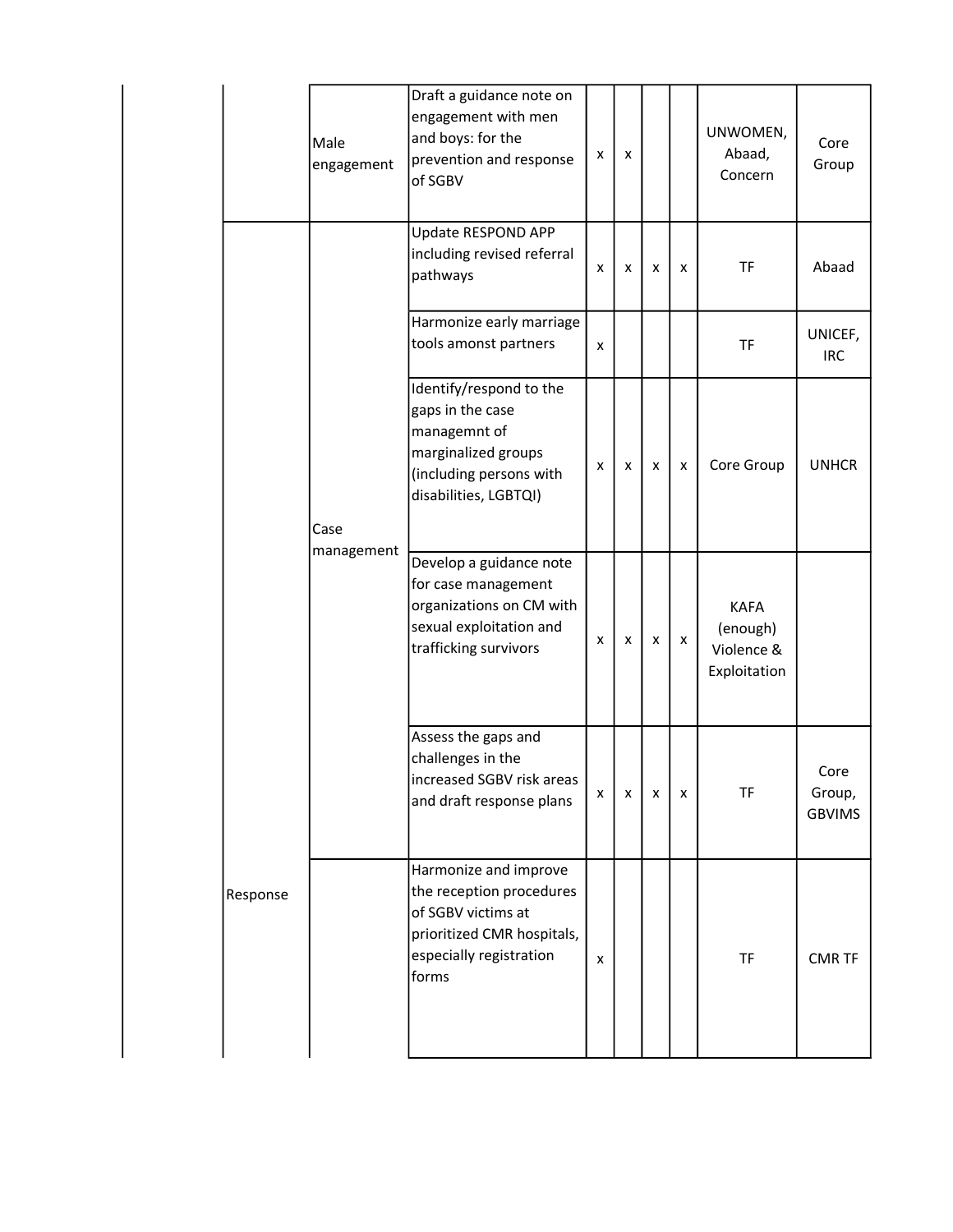| | | | | | | | | | |
|---|---|---|---|---|---|---|---|---|---|
| | | Male engagement | Draft a guidance note on engagement with men and boys: for the prevention and response of SGBV | x | x | | | UNWOMEN, Abaad, Concern | Core Group |
| | Response | Case management | Update RESPOND APP including revised referral pathways | x | x | x | x | TF | Abaad |
| | | | Harmonize early marriage tools amonst partners | x | | | | TF | UNICEF, IRC |
| | | | Identify/respond to the gaps in the case managemnt of marginalized groups (including persons with disabilities, LGBTQI) | x | x | x | x | Core Group | UNHCR |
| | | | Develop a guidance note for case management organizations on CM with sexual exploitation and trafficking survivors | x | x | x | x | KAFA (enough) Violence & Exploitation | |
| | | | Assess the gaps and challenges in the increased SGBV risk areas and draft response plans | x | x | x | x | TF | Core Group, GBVIMS |
| | | | Harmonize and improve the reception procedures of SGBV victims at prioritized CMR hospitals, especially registration forms | x | | | | TF | CMR TF |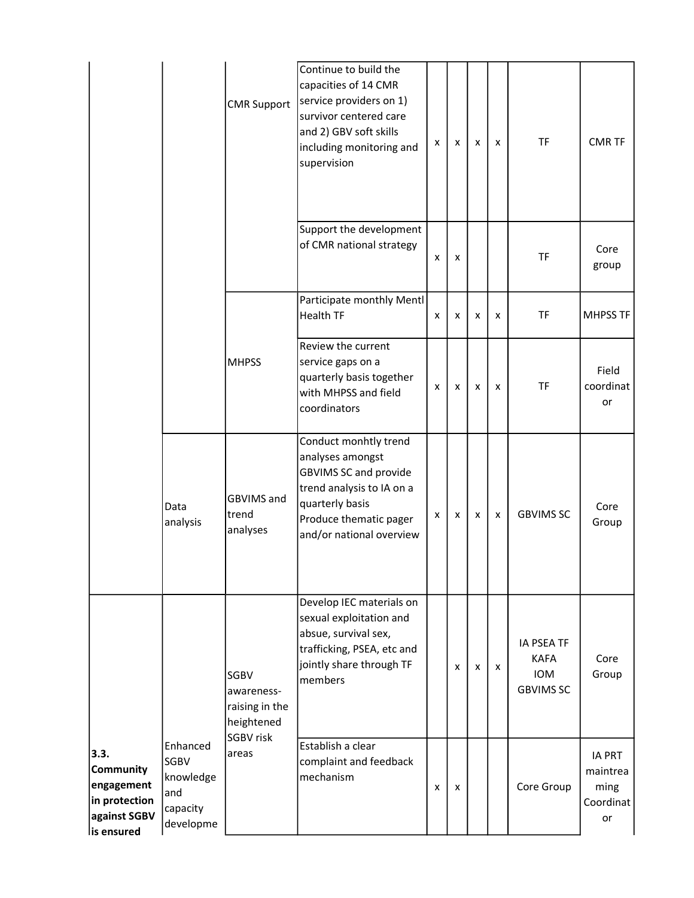| | | | | | | | | | |
|---|---|---|---|---|---|---|---|---|---|
| | | CMR Support | Continue to build the capacities of 14 CMR service providers on 1) survivor centered care and 2) GBV soft skills including monitoring and supervision | x | x | x | x | TF | CMR TF |
| | | | Support the development of CMR national strategy | x | x | | | TF | Core group |
| | | MHPSS | Participate monthly Mentl Health TF | x | x | x | x | TF | MHPSS TF |
| | | | Review the current service gaps on a quarterly basis together with MHPSS and field coordinators | x | x | x | x | TF | Field coordinator |
| | Data analysis | GBVIMS and trend analyses | Conduct monhtly trend analyses amongst GBVIMS SC and provide trend analysis to IA on a quarterly basis<br>Produce thematic pager and/or national overview | x | x | x | x | GBVIMS SC | Core Group |
| 3.3. Community engagement in protection against SGBV is ensured | Enhanced SGBV knowledge and capacity developme | SGBV awareness-raising in the heightened SGBV risk areas | Develop IEC materials on sexual exploitation and absue, survival sex, trafficking, PSEA, etc and jointly share through TF members | | x | x | x | IA PSEA TF<br>KAFA<br>IOM<br>GBVIMS SC | Core Group |
| | | | Establish a clear complaint and feedback mechanism | x | x | | | Core Group | IA PRT maintreaming Coordinator |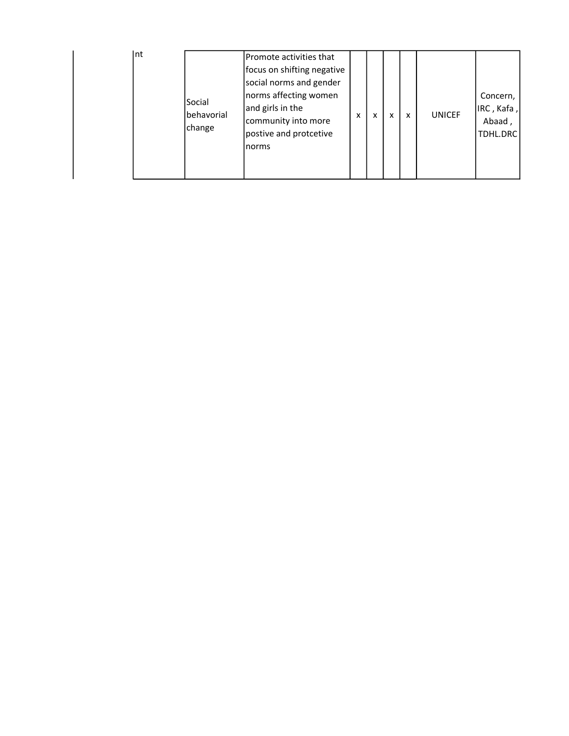| | | | | | | | | |
|---|---|---|---|---|---|---|---|---|
| nt | Social behavorial change | Promote activities that focus on shifting negative social norms and gender norms affecting women and girls in the community into more postive and protcetive norms | x | x | x | x | UNICEF | Concern, IRC , Kafa , Abaad , TDHL.DRC |